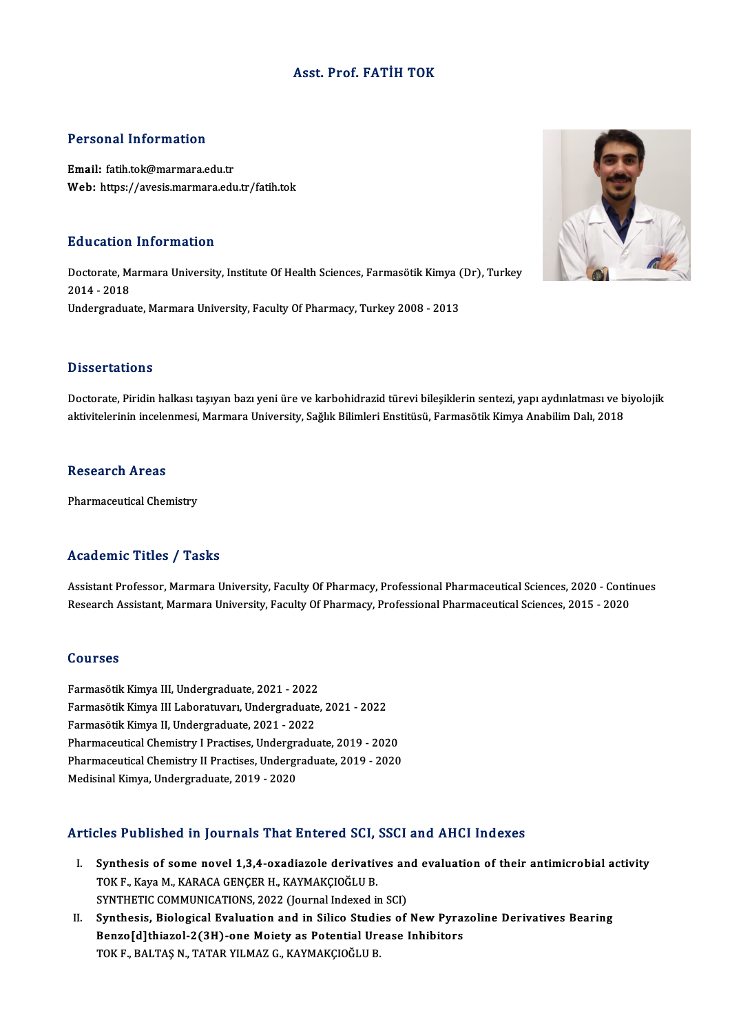# Asst. Prof. FATİH TOK

## Personal Information

**Email:** fatih.tok@marmara.edu.tr
**Web:** https://avesis.marmara.edu.tr/fatih.tok

## Education Information

Doctorate, Marmara University, Institute Of Health Sciences, Farmasötik Kimya (Dr), Turkey 2014 - 2018
Undergraduate, Marmara University, Faculty Of Pharmacy, Turkey 2008 - 2013

## Dissertations

Doctorate, Piridin halkası taşıyan bazı yeni üre ve karbohidrazid türevi bileşiklerin sentezi, yapı aydınlatması ve biyolojik aktivitelerinin incelenmesi, Marmara University, Sağlık Bilimleri Enstitüsü, Farmasötik Kimya Anabilim Dalı, 2018

## Research Areas

Pharmaceutical Chemistry

## Academic Titles / Tasks

Assistant Professor, Marmara University, Faculty Of Pharmacy, Professional Pharmaceutical Sciences, 2020 - Continues
Research Assistant, Marmara University, Faculty Of Pharmacy, Professional Pharmaceutical Sciences, 2015 - 2020

## Courses

Farmasötik Kimya III, Undergraduate, 2021 - 2022
Farmasötik Kimya III Laboratuvarı, Undergraduate, 2021 - 2022
Farmasötik Kimya II, Undergraduate, 2021 - 2022
Pharmaceutical Chemistry I Practises, Undergraduate, 2019 - 2020
Pharmaceutical Chemistry II Practises, Undergraduate, 2019 - 2020
Medisinal Kimya, Undergraduate, 2019 - 2020

## Articles Published in Journals That Entered SCI, SSCI and AHCI Indexes

I. **Synthesis of some novel 1,3,4-oxadiazole derivatives and evaluation of their antimicrobial activity**
TOK F., Kaya M., KARACA GENÇER H., KAYMAKÇIOĞLU B.
SYNTHETIC COMMUNICATIONS, 2022 (Journal Indexed in SCI)

II. **Synthesis, Biological Evaluation and in Silico Studies of New Pyrazoline Derivatives Bearing Benzo[d]thiazol-2(3H)-one Moiety as Potential Urease Inhibitors**
TOK F., BALTAŞ N., TATAR YILMAZ G., KAYMAKÇIOĞLU B.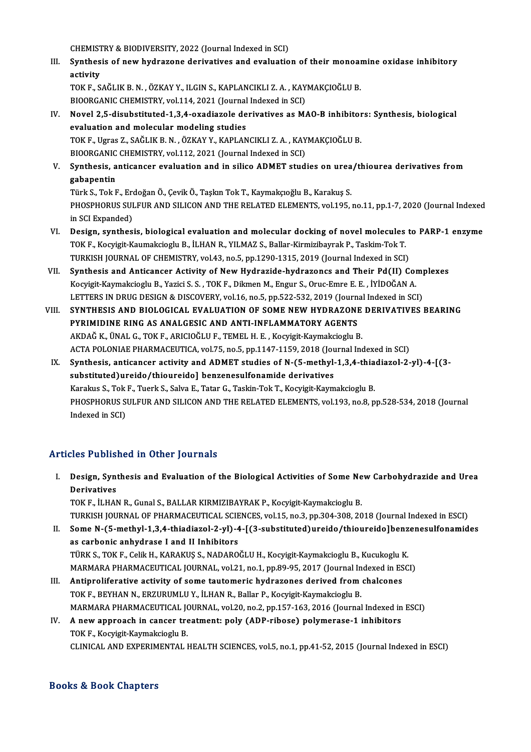CHEMISTRY & BIODIVERSITY, 2022 (Journal Indexed in SCI)

III. **Synthesis of new hydrazone derivatives and evaluation of their monoamine oxidase inhibitory activity**
TOK F., SAĞLIK B. N. , ÖZKAY Y., ILGIN S., KAPLANCIKLI Z. A. , KAYMAKÇIOĞLU B.
BIOORGANIC CHEMISTRY, vol.114, 2021 (Journal Indexed in SCI)

IV. **Novel 2,5-disubstituted-1,3,4-oxadiazole derivatives as MAO-B inhibitors: Synthesis, biological evaluation and molecular modeling studies**
TOK F., Ugras Z., SAĞLIK B. N. , ÖZKAY Y., KAPLANCIKLI Z. A. , KAYMAKÇIOĞLU B.
BIOORGANIC CHEMISTRY, vol.112, 2021 (Journal Indexed in SCI)

V. **Synthesis, anticancer evaluation and in silico ADMET studies on urea/thiourea derivatives from gabapentin**
Türk S., Tok F., Erdoğan Ö., Çevik Ö., Taşkın Tok T., Kaymakçıoğlu B., Karakuş S.
PHOSPHORUS SULFUR AND SILICON AND THE RELATED ELEMENTS, vol.195, no.11, pp.1-7, 2020 (Journal Indexed in SCI Expanded)

VI. **Design, synthesis, biological evaluation and molecular docking of novel molecules to PARP-1 enzyme**
TOK F., Kocyigit-Kaumakcioglu B., İLHAN R., YILMAZ S., Ballar-Kirmizibayrak P., Taskim-Tok T.
TURKISH JOURNAL OF CHEMISTRY, vol.43, no.5, pp.1290-1315, 2019 (Journal Indexed in SCI)

VII. **Synthesis and Anticancer Activity of New Hydrazide-hydrazoncs and Their Pd(II) Complexes**
Kocyigit-Kaymakcioglu B., Yazici S. S. , TOK F., Dikmen M., Engur S., Oruc-Emre E. E. , İYİDOĞAN A.
LETTERS IN DRUG DESIGN & DISCOVERY, vol.16, no.5, pp.522-532, 2019 (Journal Indexed in SCI)

VIII. **SYNTHESIS AND BIOLOGICAL EVALUATION OF SOME NEW HYDRAZONE DERIVATIVES BEARING PYRIMIDINE RING AS ANALGESIC AND ANTI-INFLAMMATORY AGENTS**
AKDAĞ K., ÜNAL G., TOK F., ARICIOĞLU F., TEMEL H. E. , Kocyigit-Kaymakcioglu B.
ACTA POLONIAE PHARMACEUTICA, vol.75, no.5, pp.1147-1159, 2018 (Journal Indexed in SCI)

IX. **Synthesis, anticancer activity and ADMET studies of N-(5-methyl-1,3,4-thiadiazol-2-yl)-4-[(3-substituted)ureido/thioureido] benzenesulfonamide derivatives**
Karakus S., Tok F., Tuerk S., Salva E., Tatar G., Taskin-Tok T., Kocyigit-Kaymakcioglu B.
PHOSPHORUS SULFUR AND SILICON AND THE RELATED ELEMENTS, vol.193, no.8, pp.528-534, 2018 (Journal Indexed in SCI)

## Articles Published in Other Journals

I. **Design, Synthesis and Evaluation of the Biological Activities of Some New Carbohydrazide and Urea Derivatives**
TOK F., İLHAN R., Gunal S., BALLAR KIRMIZIBAYRAK P., Kocyigit-Kaymakcioglu B.
TURKISH JOURNAL OF PHARMACEUTICAL SCIENCES, vol.15, no.3, pp.304-308, 2018 (Journal Indexed in ESCI)

II. **Some N-(5-methyl-1,3,4-thiadiazol-2-yl)-4-[(3-substituted)ureido/thioureido]benzenesulfonamides as carbonic anhydrase I and II Inhibitors**
TÜRK S., TOK F., Celik H., KARAKUŞ S., NADAROĞLU H., Kocyigit-Kaymakcioglu B., Kucukoglu K.
MARMARA PHARMACEUTICAL JOURNAL, vol.21, no.1, pp.89-95, 2017 (Journal Indexed in ESCI)

III. **Antiproliferative activity of some tautomeric hydrazones derived from chalcones**
TOK F., BEYHAN N., ERZURUMLU Y., İLHAN R., Ballar P., Kocyigit-Kaymakcioglu B.
MARMARA PHARMACEUTICAL JOURNAL, vol.20, no.2, pp.157-163, 2016 (Journal Indexed in ESCI)

IV. **A new approach in cancer treatment: poly (ADP-ribose) polymerase-1 inhibitors**
TOK F., Kocyigit-Kaymakcioglu B.
CLINICAL AND EXPERIMENTAL HEALTH SCIENCES, vol.5, no.1, pp.41-52, 2015 (Journal Indexed in ESCI)

## Books & Book Chapters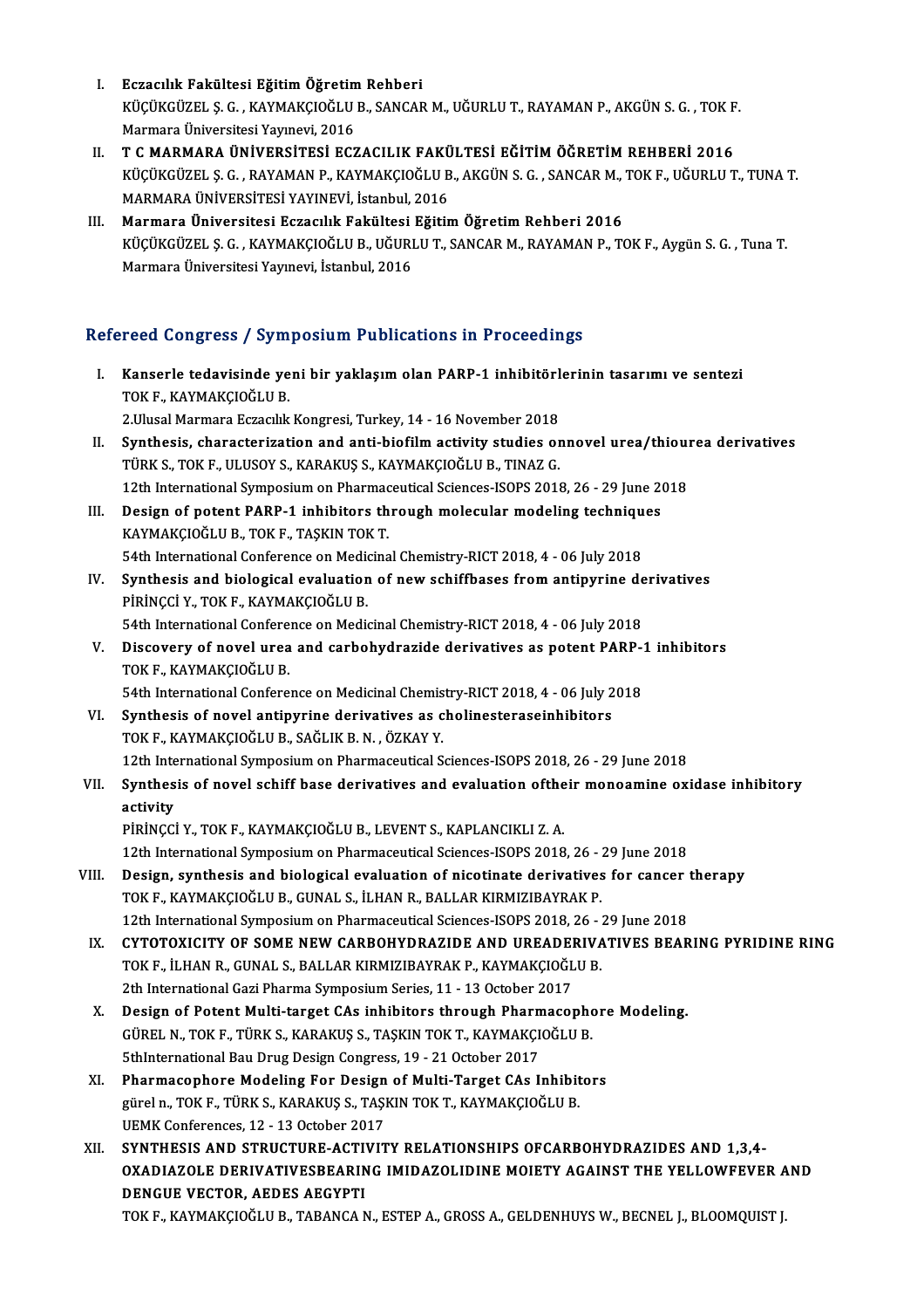I. **Eczacılık Fakültesi Eğitim Öğretim Rehberi**
KÜÇÜKGÜZEL Ş. G. , KAYMAKÇIOĞLU B., SANCAR M., UĞURLU T., RAYAMAN P., AKGÜN S. G. , TOK F.
Marmara Üniversitesi Yayınevi, 2016

II. **T C MARMARA ÜNİVERSİTESİ ECZACILIK FAKÜLTESİ EĞİTİM ÖĞRETİM REHBERİ 2016**
KÜÇÜKGÜZEL Ş. G. , RAYAMAN P., KAYMAKÇIOĞLU B., AKGÜN S. G. , SANCAR M., TOK F., UĞURLU T., TUNA T.
MARMARA ÜNİVERSİTESİ YAYINEVİ, İstanbul, 2016

III. **Marmara Üniversitesi Eczacılık Fakültesi Eğitim Öğretim Rehberi 2016**
KÜÇÜKGÜZEL Ş. G. , KAYMAKÇIOĞLU B., UĞURLU T., SANCAR M., RAYAMAN P., TOK F., Aygün S. G. , Tuna T.
Marmara Üniversitesi Yayınevi, İstanbul, 2016

## Refereed Congress / Symposium Publications in Proceedings

I. **Kanserle tedavisinde yeni bir yaklaşım olan PARP-1 inhibitörlerinin tasarımı ve sentezi**
TOK F., KAYMAKÇIOĞLU B.
2.Ulusal Marmara Eczacılık Kongresi, Turkey, 14 - 16 November 2018

II. **Synthesis, characterization and anti-biofilm activity studies onnovel urea/thiourea derivatives**
TÜRK S., TOK F., ULUSOY S., KARAKUŞ S., KAYMAKÇIOĞLU B., TINAZ G.
12th International Symposium on Pharmaceutical Sciences-ISOPS 2018, 26 - 29 June 2018

III. **Design of potent PARP-1 inhibitors through molecular modeling techniques**
KAYMAKÇIOĞLU B., TOK F., TAŞKIN TOK T.
54th International Conference on Medicinal Chemistry-RICT 2018, 4 - 06 July 2018

IV. **Synthesis and biological evaluation of new schiffbases from antipyrine derivatives**
PİRİNÇCİ Y., TOK F., KAYMAKÇIOĞLU B.
54th International Conference on Medicinal Chemistry-RICT 2018, 4 - 06 July 2018

V. **Discovery of novel urea and carbohydrazide derivatives as potent PARP-1 inhibitors**
TOK F., KAYMAKÇIOĞLU B.
54th International Conference on Medicinal Chemistry-RICT 2018, 4 - 06 July 2018

VI. **Synthesis of novel antipyrine derivatives as cholinesteraseinhibitors**
TOK F., KAYMAKÇIOĞLU B., SAĞLIK B. N. , ÖZKAY Y.
12th International Symposium on Pharmaceutical Sciences-ISOPS 2018, 26 - 29 June 2018

VII. **Synthesis of novel schiff base derivatives and evaluation oftheir monoamine oxidase inhibitory activity**
PİRİNÇCİ Y., TOK F., KAYMAKÇIOĞLU B., LEVENT S., KAPLANCIKLI Z. A.
12th International Symposium on Pharmaceutical Sciences-ISOPS 2018, 26 - 29 June 2018

VIII. **Design, synthesis and biological evaluation of nicotinate derivatives for cancer therapy**
TOK F., KAYMAKÇIOĞLU B., GUNAL S., İLHAN R., BALLAR KIRMIZIBAYRAK P.
12th International Symposium on Pharmaceutical Sciences-ISOPS 2018, 26 - 29 June 2018

IX. **CYTOTOXICITY OF SOME NEW CARBOHYDRAZIDE AND UREADERIVATIVES BEARING PYRIDINE RING**
TOK F., İLHAN R., GUNAL S., BALLAR KIRMIZIBAYRAK P., KAYMAKÇIOĞLU B.
2th International Gazi Pharma Symposium Series, 11 - 13 October 2017

X. **Design of Potent Multi-target CAs inhibitors through Pharmacophore Modeling.**
GÜREL N., TOK F., TÜRK S., KARAKUŞ S., TAŞKIN TOK T., KAYMAKÇIOĞLU B.
5thInternational Bau Drug Design Congress, 19 - 21 October 2017

XI. **Pharmacophore Modeling For Design of Multi-Target CAs Inhibitors**
gürel n., TOK F., TÜRK S., KARAKUŞ S., TAŞKIN TOK T., KAYMAKÇIOĞLU B.
UEMK Conferences, 12 - 13 October 2017

XII. **SYNTHESIS AND STRUCTURE-ACTIVITY RELATIONSHIPS OFCARBOHYDRAZIDES AND 1,3,4-OXADIAZOLE DERIVATIVESBEARING IMIDAZOLIDINE MOIETY AGAINST THE YELLOWFEVER AND DENGUE VECTOR, AEDES AEGYPTI**
TOK F., KAYMAKÇIOĞLU B., TABANCA N., ESTEP A., GROSS A., GELDENHUYS W., BECNEL J., BLOOMQUIST J.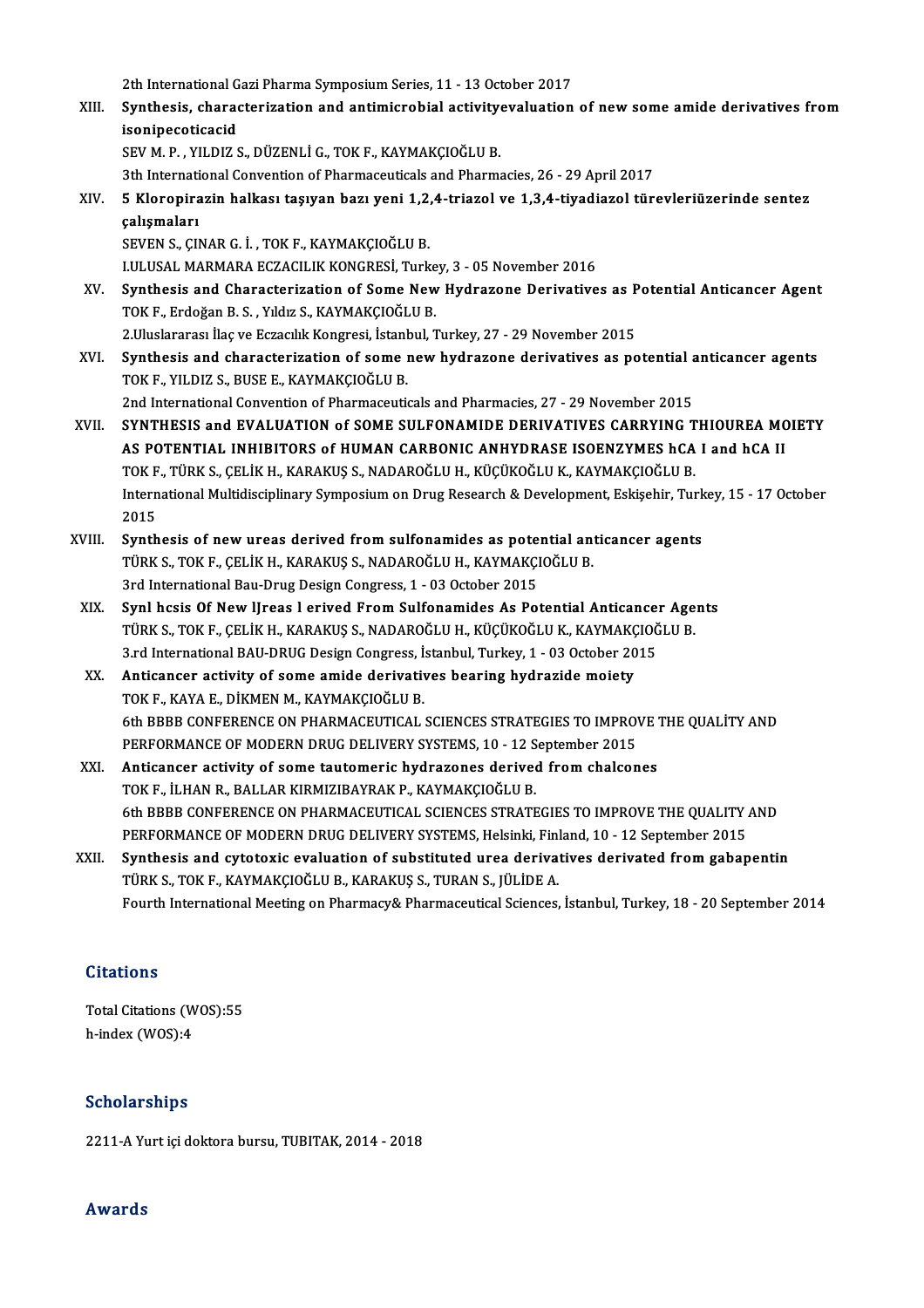2th International Gazi Pharma Symposium Series, 11 - 13 October 2017

XIII. **Synthesis, characterization and antimicrobial activityevaluation of new some amide derivatives from isonipecoticacid**
SEV M. P. , YILDIZ S., DÜZENLİ G., TOK F., KAYMAKÇIOĞLU B.
3th International Convention of Pharmaceuticals and Pharmacies, 26 - 29 April 2017

XIV. **5 Kloropirazin halkası taşıyan bazı yeni 1,2,4-triazol ve 1,3,4-tiyadiazol türevleriüzerinde sentez çalışmaları**
SEVEN S., ÇINAR G. İ. , TOK F., KAYMAKÇIOĞLU B.
I.ULUSAL MARMARA ECZACILIK KONGRESİ, Turkey, 3 - 05 November 2016

XV. **Synthesis and Characterization of Some New Hydrazone Derivatives as Potential Anticancer Agent**
TOK F., Erdoğan B. S. , Yıldız S., KAYMAKÇIOĞLU B.
2.Uluslararası İlaç ve Eczacılık Kongresi, İstanbul, Turkey, 27 - 29 November 2015

XVI. **Synthesis and characterization of some new hydrazone derivatives as potential anticancer agents**
TOK F., YILDIZ S., BUSE E., KAYMAKÇIOĞLU B.
2nd International Convention of Pharmaceuticals and Pharmacies, 27 - 29 November 2015

XVII. **SYNTHESIS and EVALUATION of SOME SULFONAMIDE DERIVATIVES CARRYING THIOUREA MOIETY AS POTENTIAL INHIBITORS of HUMAN CARBONIC ANHYDRASE ISOENZYMES hCA I and hCA II**
TOK F., TÜRK S., ÇELİK H., KARAKUŞ S., NADAROĞLU H., KÜÇÜKOĞLU K., KAYMAKÇIOĞLU B.
International Multidisciplinary Symposium on Drug Research & Development, Eskişehir, Turkey, 15 - 17 October 2015

XVIII. **Synthesis of new ureas derived from sulfonamides as potential anticancer agents**
TÜRK S., TOK F., ÇELİK H., KARAKUŞ S., NADAROĞLU H., KAYMAKÇIOĞLU B.
3rd International Bau-Drug Design Congress, 1 - 03 October 2015

XIX. **Synl hcsis Of New lJreas l erived From Sulfonamides As Potential Anticancer Agents**
TÜRK S., TOK F., ÇELİK H., KARAKUŞ S., NADAROĞLU H., KÜÇÜKOĞLU K., KAYMAKÇIOĞLU B.
3.rd International BAU-DRUG Design Congress, İstanbul, Turkey, 1 - 03 October 2015

XX. **Anticancer activity of some amide derivatives bearing hydrazide moiety**
TOK F., KAYA E., DİKMEN M., KAYMAKÇIOĞLU B.
6th BBBB CONFERENCE ON PHARMACEUTICAL SCIENCES STRATEGIES TO IMPROVE THE QUALİTY AND PERFORMANCE OF MODERN DRUG DELIVERY SYSTEMS, 10 - 12 September 2015

XXI. **Anticancer activity of some tautomeric hydrazones derived from chalcones**
TOK F., İLHAN R., BALLAR KIRMIZIBAYRAK P., KAYMAKÇIOĞLU B.
6th BBBB CONFERENCE ON PHARMACEUTICAL SCIENCES STRATEGIES TO IMPROVE THE QUALITY AND PERFORMANCE OF MODERN DRUG DELIVERY SYSTEMS, Helsinki, Finland, 10 - 12 September 2015

XXII. **Synthesis and cytotoxic evaluation of substituted urea derivatives derivated from gabapentin**
TÜRK S., TOK F., KAYMAKÇIOĞLU B., KARAKUŞ S., TURAN S., JÜLİDE A.
Fourth International Meeting on Pharmacy& Pharmaceutical Sciences, İstanbul, Turkey, 18 - 20 September 2014

## Citations

Total Citations (WOS):55
h-index (WOS):4

## Scholarships

2211-A Yurt içi doktora bursu, TUBITAK, 2014 - 2018

## Awards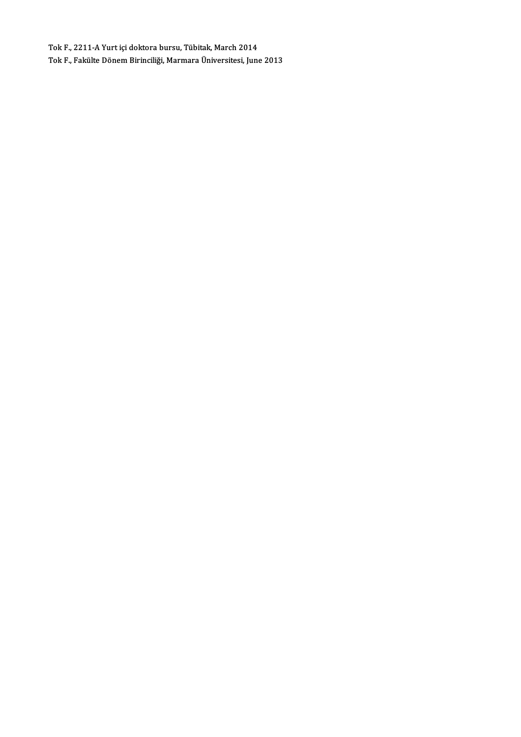Tok F., 2211-A Yurt içi doktora bursu, Tübitak, March 2014

Tok F., Fakülte Dönem Birinciliği, Marmara Üniversitesi, June 2013